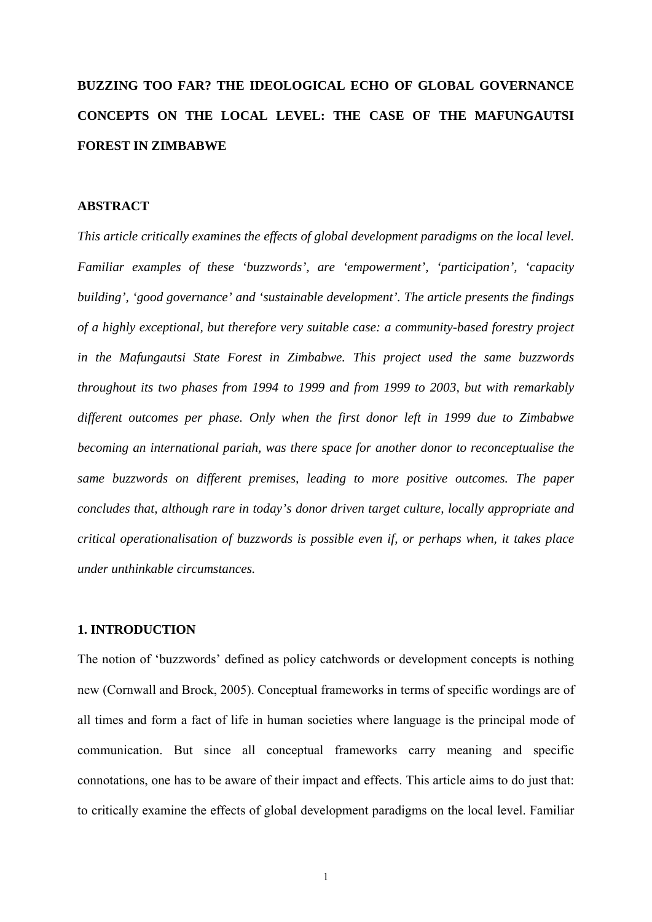# BUZZING TOO FAR? THE IDEOLOGICAL ECHO OF GLOBAL GOVERNANCE CONCEPTS ON THE LOCAL LEVEL: THE CASE OF THE MAFUNGAUTSI FOREST IN ZIMBABWE

## ABSTRACT

*This article critically examines the effects of global development paradigms on the local level. Familiar examples of these 'buzzwords', are 'empowerment', 'participation', 'capacity building', 'good governance' and 'sustainable development'. The article presents the findings of a highly exceptional, but therefore very suitable case: a community-based forestry project in the Mafungautsi State Forest in Zimbabwe. This project used the same buzzwords throughout its two phases from 1994 to 1999 and from 1999 to 2003, but with remarkably different outcomes per phase. Only when the first donor left in 1999 due to Zimbabwe becoming an international pariah, was there space for another donor to reconceptualise the same buzzwords on different premises, leading to more positive outcomes. The paper concludes that, although rare in today's donor driven target culture, locally appropriate and critical operationalisation of buzzwords is possible even if, or perhaps when, it takes place under unthinkable circumstances.*

## 1. INTRODUCTION

The notion of 'buzzwords' defined as policy catchwords or development concepts is nothing new (Cornwall and Brock, 2005). Conceptual frameworks in terms of specific wordings are of all times and form a fact of life in human societies where language is the principal mode of communication. But since all conceptual frameworks carry meaning and specific connotations, one has to be aware of their impact and effects. This article aims to do just that: to critically examine the effects of global development paradigms on the local level. Familiar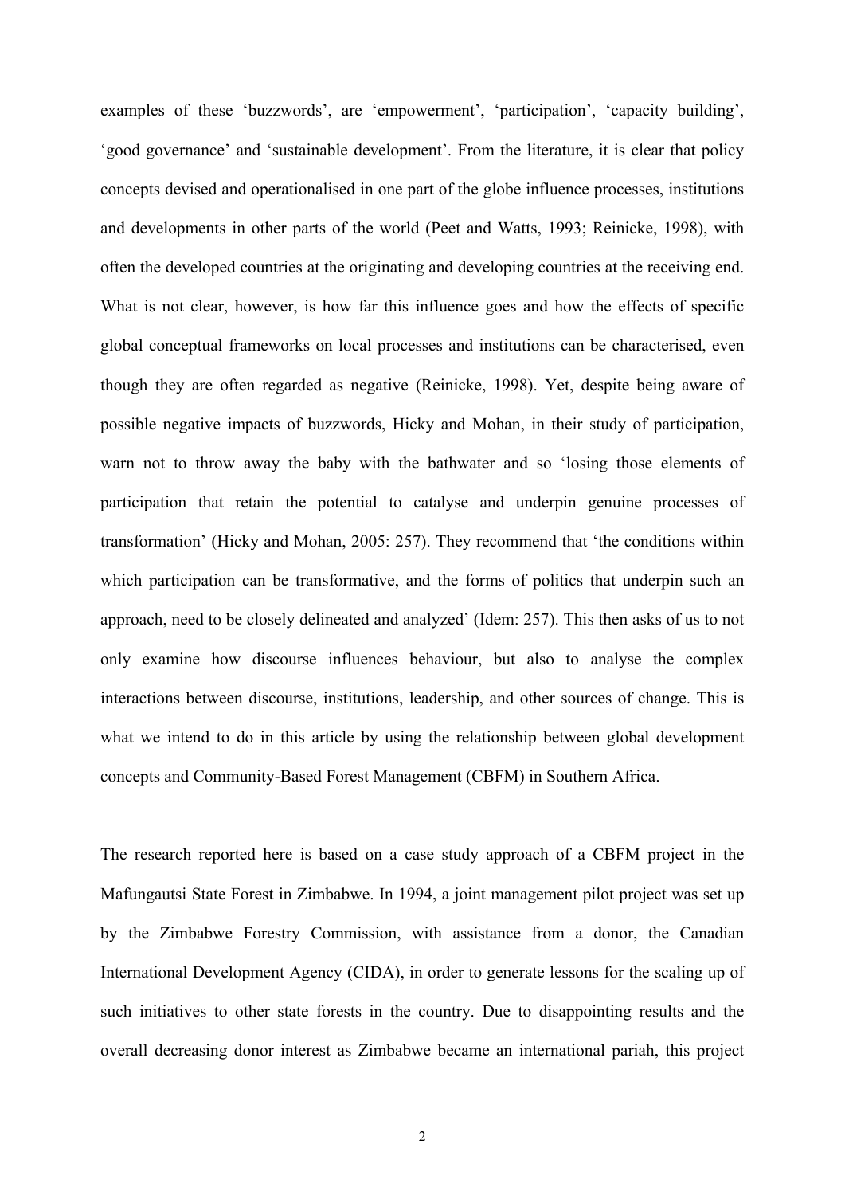examples of these 'buzzwords', are 'empowerment', 'participation', 'capacity building', 'good governance' and 'sustainable development'. From the literature, it is clear that policy concepts devised and operationalised in one part of the globe influence processes, institutions and developments in other parts of the world (Peet and Watts, 1993; Reinicke, 1998), with often the developed countries at the originating and developing countries at the receiving end. What is not clear, however, is how far this influence goes and how the effects of specific global conceptual frameworks on local processes and institutions can be characterised, even though they are often regarded as negative (Reinicke, 1998). Yet, despite being aware of possible negative impacts of buzzwords, Hicky and Mohan, in their study of participation, warn not to throw away the baby with the bathwater and so 'losing those elements of participation that retain the potential to catalyse and underpin genuine processes of transformation' (Hicky and Mohan, 2005: 257). They recommend that 'the conditions within which participation can be transformative, and the forms of politics that underpin such an approach, need to be closely delineated and analyzed' (Idem: 257). This then asks of us to not only examine how discourse influences behaviour, but also to analyse the complex interactions between discourse, institutions, leadership, and other sources of change. This is what we intend to do in this article by using the relationship between global development concepts and Community-Based Forest Management (CBFM) in Southern Africa.

The research reported here is based on a case study approach of a CBFM project in the Mafungautsi State Forest in Zimbabwe. In 1994, a joint management pilot project was set up by the Zimbabwe Forestry Commission, with assistance from a donor, the Canadian International Development Agency (CIDA), in order to generate lessons for the scaling up of such initiatives to other state forests in the country. Due to disappointing results and the overall decreasing donor interest as Zimbabwe became an international pariah, this project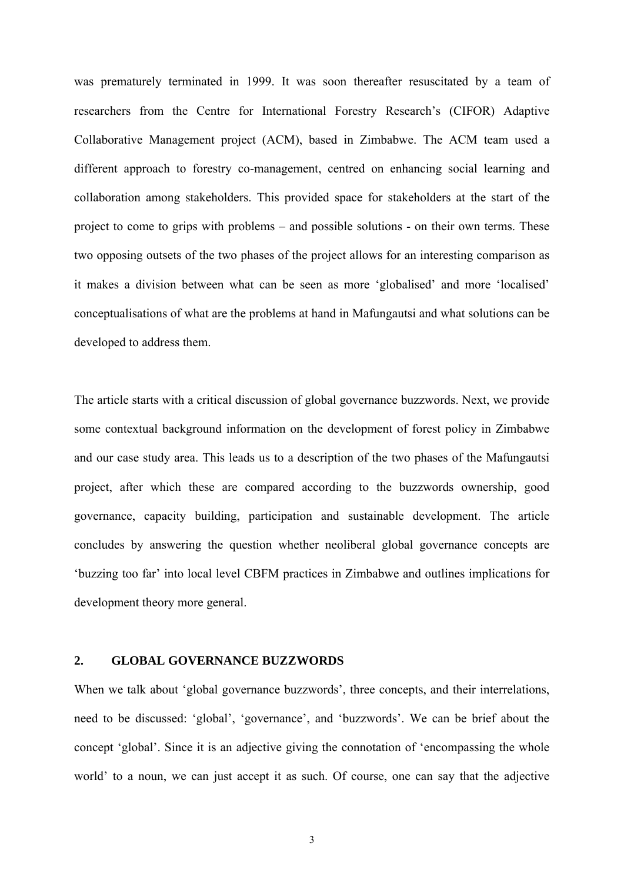was prematurely terminated in 1999. It was soon thereafter resuscitated by a team of researchers from the Centre for International Forestry Research's (CIFOR) Adaptive Collaborative Management project (ACM), based in Zimbabwe. The ACM team used a different approach to forestry co-management, centred on enhancing social learning and collaboration among stakeholders. This provided space for stakeholders at the start of the project to come to grips with problems – and possible solutions - on their own terms. These two opposing outsets of the two phases of the project allows for an interesting comparison as it makes a division between what can be seen as more 'globalised' and more 'localised' conceptualisations of what are the problems at hand in Mafungautsi and what solutions can be developed to address them.

The article starts with a critical discussion of global governance buzzwords. Next, we provide some contextual background information on the development of forest policy in Zimbabwe and our case study area. This leads us to a description of the two phases of the Mafungautsi project, after which these are compared according to the buzzwords ownership, good governance, capacity building, participation and sustainable development. The article concludes by answering the question whether neoliberal global governance concepts are 'buzzing too far' into local level CBFM practices in Zimbabwe and outlines implications for development theory more general.

## 2. GLOBAL GOVERNANCE BUZZWORDS

When we talk about 'global governance buzzwords', three concepts, and their interrelations, need to be discussed: 'global', 'governance', and 'buzzwords'. We can be brief about the concept 'global'. Since it is an adjective giving the connotation of 'encompassing the whole world' to a noun, we can just accept it as such. Of course, one can say that the adjective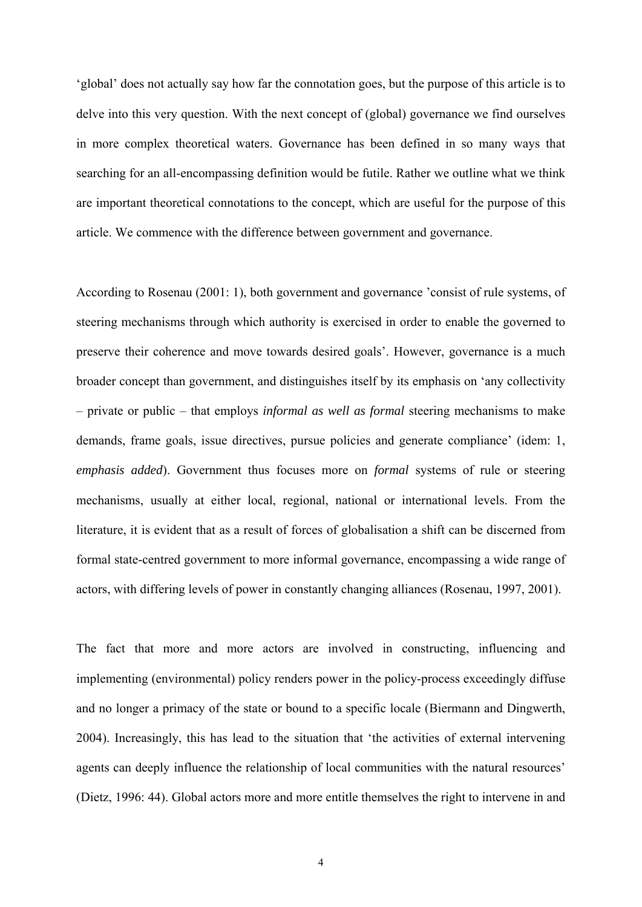‘global’ does not actually say how far the connotation goes, but the purpose of this article is to delve into this very question. With the next concept of (global) governance we find ourselves in more complex theoretical waters. Governance has been defined in so many ways that searching for an all-encompassing definition would be futile. Rather we outline what we think are important theoretical connotations to the concept, which are useful for the purpose of this article. We commence with the difference between government and governance.

According to Rosenau (2001: 1), both government and governance ’consist of rule systems, of steering mechanisms through which authority is exercised in order to enable the governed to preserve their coherence and move towards desired goals’. However, governance is a much broader concept than government, and distinguishes itself by its emphasis on ‘any collectivity – private or public – that employs *informal as well as formal* steering mechanisms to make demands, frame goals, issue directives, pursue policies and generate compliance’ (idem: 1, *emphasis added*). Government thus focuses more on *formal* systems of rule or steering mechanisms, usually at either local, regional, national or international levels. From the literature, it is evident that as a result of forces of globalisation a shift can be discerned from formal state-centred government to more informal governance, encompassing a wide range of actors, with differing levels of power in constantly changing alliances (Rosenau, 1997, 2001).

The fact that more and more actors are involved in constructing, influencing and implementing (environmental) policy renders power in the policy-process exceedingly diffuse and no longer a primacy of the state or bound to a specific locale (Biermann and Dingwerth, 2004). Increasingly, this has lead to the situation that ‘the activities of external intervening agents can deeply influence the relationship of local communities with the natural resources’ (Dietz, 1996: 44). Global actors more and more entitle themselves the right to intervene in and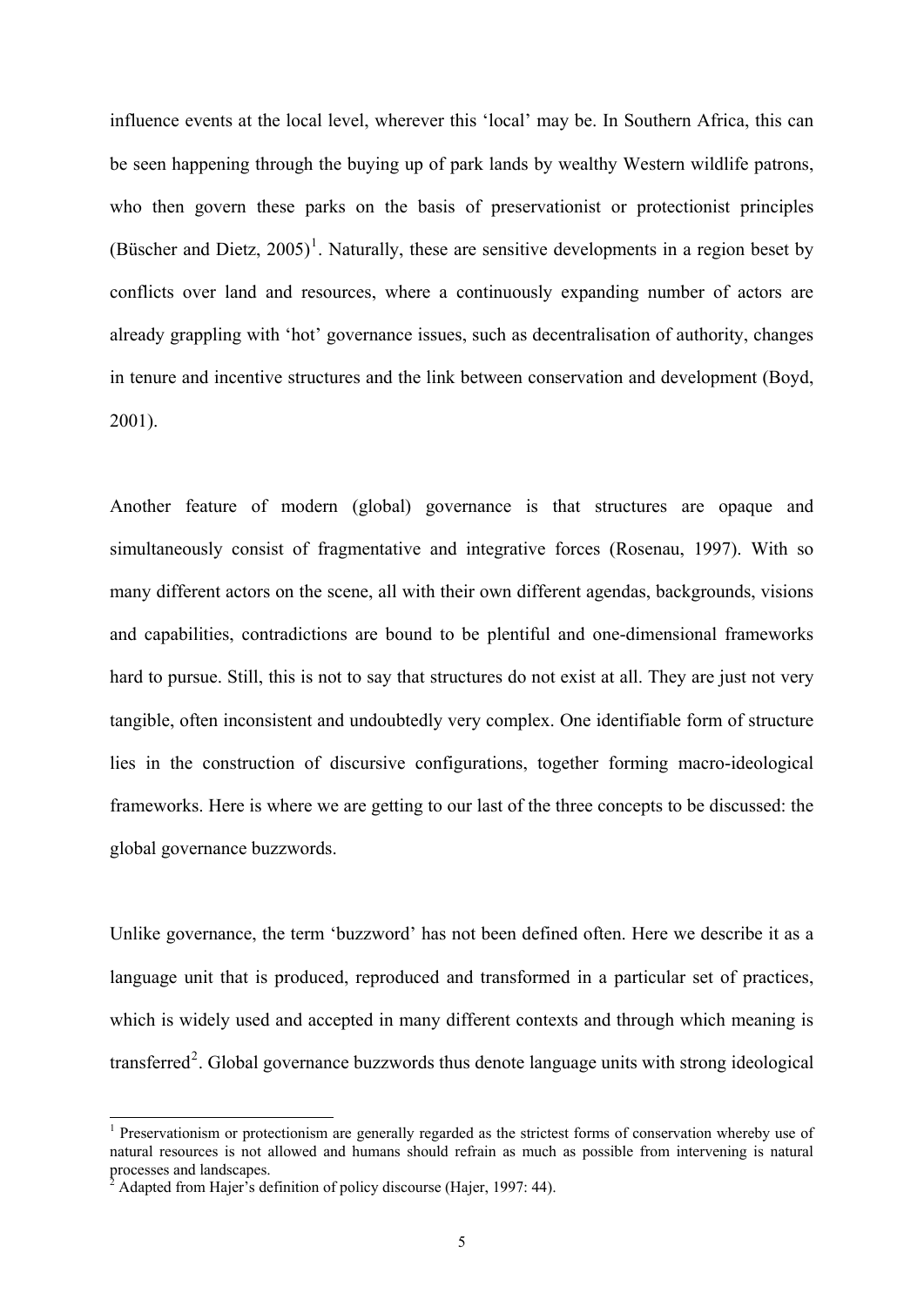influence events at the local level, wherever this 'local' may be. In Southern Africa, this can be seen happening through the buying up of park lands by wealthy Western wildlife patrons, who then govern these parks on the basis of preservationist or protectionist principles (Büscher and Dietz, 2005)[1]. Naturally, these are sensitive developments in a region beset by conflicts over land and resources, where a continuously expanding number of actors are already grappling with 'hot' governance issues, such as decentralisation of authority, changes in tenure and incentive structures and the link between conservation and development (Boyd, 2001).

Another feature of modern (global) governance is that structures are opaque and simultaneously consist of fragmentative and integrative forces (Rosenau, 1997). With so many different actors on the scene, all with their own different agendas, backgrounds, visions and capabilities, contradictions are bound to be plentiful and one-dimensional frameworks hard to pursue. Still, this is not to say that structures do not exist at all. They are just not very tangible, often inconsistent and undoubtedly very complex. One identifiable form of structure lies in the construction of discursive configurations, together forming macro-ideological frameworks. Here is where we are getting to our last of the three concepts to be discussed: the global governance buzzwords.

Unlike governance, the term 'buzzword' has not been defined often. Here we describe it as a language unit that is produced, reproduced and transformed in a particular set of practices, which is widely used and accepted in many different contexts and through which meaning is transferred[2]. Global governance buzzwords thus denote language units with strong ideological

[1] Preservationism or protectionism are generally regarded as the strictest forms of conservation whereby use of natural resources is not allowed and humans should refrain as much as possible from intervening is natural processes and landscapes.

[2] Adapted from Hajer's definition of policy discourse (Hajer, 1997: 44).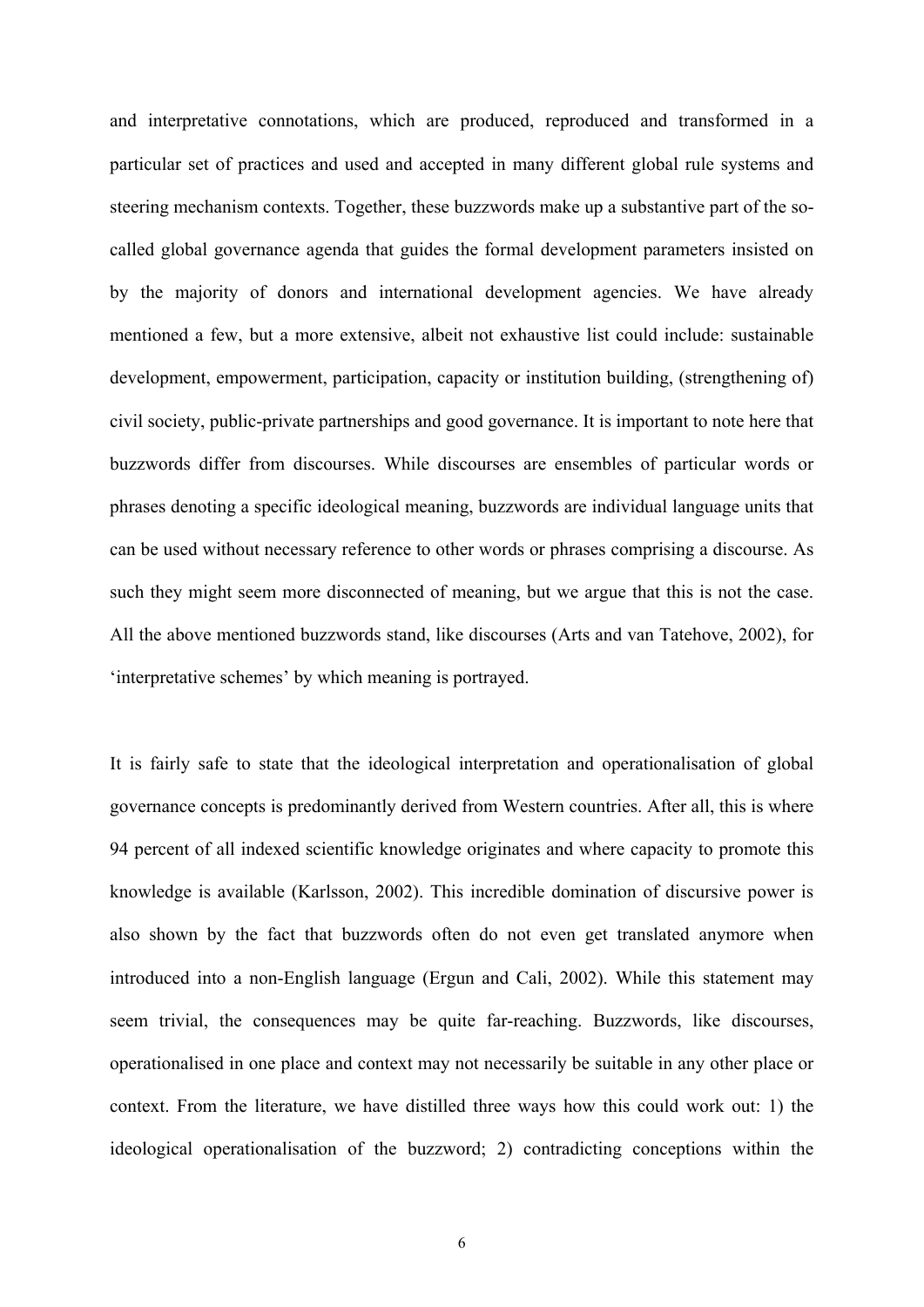and interpretative connotations, which are produced, reproduced and transformed in a particular set of practices and used and accepted in many different global rule systems and steering mechanism contexts. Together, these buzzwords make up a substantive part of the so-called global governance agenda that guides the formal development parameters insisted on by the majority of donors and international development agencies. We have already mentioned a few, but a more extensive, albeit not exhaustive list could include: sustainable development, empowerment, participation, capacity or institution building, (strengthening of) civil society, public-private partnerships and good governance. It is important to note here that buzzwords differ from discourses. While discourses are ensembles of particular words or phrases denoting a specific ideological meaning, buzzwords are individual language units that can be used without necessary reference to other words or phrases comprising a discourse. As such they might seem more disconnected of meaning, but we argue that this is not the case. All the above mentioned buzzwords stand, like discourses (Arts and van Tatehove, 2002), for 'interpretative schemes' by which meaning is portrayed.

It is fairly safe to state that the ideological interpretation and operationalisation of global governance concepts is predominantly derived from Western countries. After all, this is where 94 percent of all indexed scientific knowledge originates and where capacity to promote this knowledge is available (Karlsson, 2002). This incredible domination of discursive power is also shown by the fact that buzzwords often do not even get translated anymore when introduced into a non-English language (Ergun and Cali, 2002). While this statement may seem trivial, the consequences may be quite far-reaching. Buzzwords, like discourses, operationalised in one place and context may not necessarily be suitable in any other place or context. From the literature, we have distilled three ways how this could work out: 1) the ideological operationalisation of the buzzword; 2) contradicting conceptions within the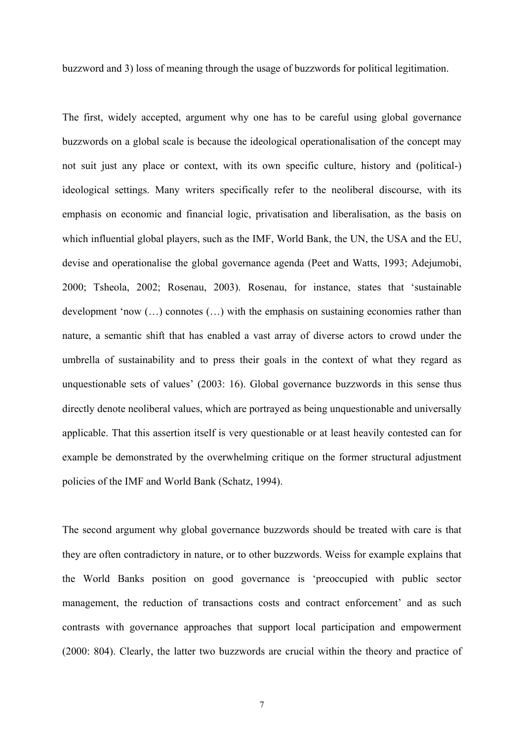buzzword and 3) loss of meaning through the usage of buzzwords for political legitimation.

The first, widely accepted, argument why one has to be careful using global governance buzzwords on a global scale is because the ideological operationalisation of the concept may not suit just any place or context, with its own specific culture, history and (political-) ideological settings. Many writers specifically refer to the neoliberal discourse, with its emphasis on economic and financial logic, privatisation and liberalisation, as the basis on which influential global players, such as the IMF, World Bank, the UN, the USA and the EU, devise and operationalise the global governance agenda (Peet and Watts, 1993; Adejumobi, 2000; Tsheola, 2002; Rosenau, 2003). Rosenau, for instance, states that 'sustainable development 'now (…) connotes (…) with the emphasis on sustaining economies rather than nature, a semantic shift that has enabled a vast array of diverse actors to crowd under the umbrella of sustainability and to press their goals in the context of what they regard as unquestionable sets of values' (2003: 16). Global governance buzzwords in this sense thus directly denote neoliberal values, which are portrayed as being unquestionable and universally applicable. That this assertion itself is very questionable or at least heavily contested can for example be demonstrated by the overwhelming critique on the former structural adjustment policies of the IMF and World Bank (Schatz, 1994).

The second argument why global governance buzzwords should be treated with care is that they are often contradictory in nature, or to other buzzwords. Weiss for example explains that the World Banks position on good governance is 'preoccupied with public sector management, the reduction of transactions costs and contract enforcement' and as such contrasts with governance approaches that support local participation and empowerment (2000: 804). Clearly, the latter two buzzwords are crucial within the theory and practice of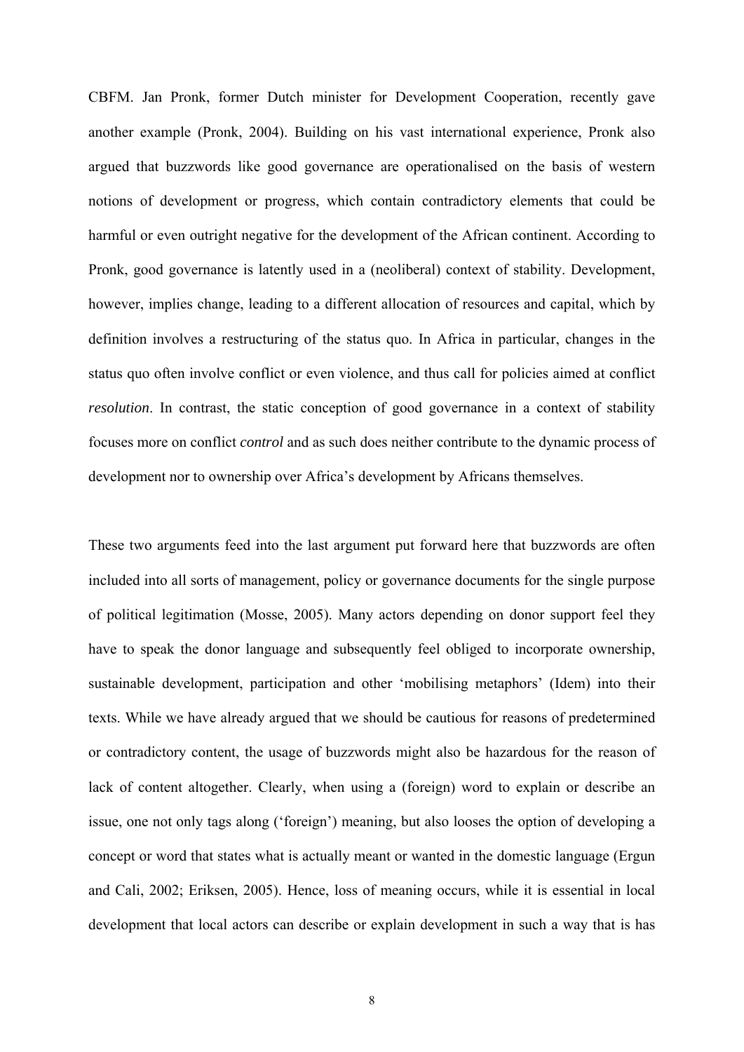CBFM. Jan Pronk, former Dutch minister for Development Cooperation, recently gave another example (Pronk, 2004). Building on his vast international experience, Pronk also argued that buzzwords like good governance are operationalised on the basis of western notions of development or progress, which contain contradictory elements that could be harmful or even outright negative for the development of the African continent. According to Pronk, good governance is latently used in a (neoliberal) context of stability. Development, however, implies change, leading to a different allocation of resources and capital, which by definition involves a restructuring of the status quo. In Africa in particular, changes in the status quo often involve conflict or even violence, and thus call for policies aimed at conflict *resolution*. In contrast, the static conception of good governance in a context of stability focuses more on conflict *control* and as such does neither contribute to the dynamic process of development nor to ownership over Africa's development by Africans themselves.

These two arguments feed into the last argument put forward here that buzzwords are often included into all sorts of management, policy or governance documents for the single purpose of political legitimation (Mosse, 2005). Many actors depending on donor support feel they have to speak the donor language and subsequently feel obliged to incorporate ownership, sustainable development, participation and other 'mobilising metaphors' (Idem) into their texts. While we have already argued that we should be cautious for reasons of predetermined or contradictory content, the usage of buzzwords might also be hazardous for the reason of lack of content altogether. Clearly, when using a (foreign) word to explain or describe an issue, one not only tags along ('foreign') meaning, but also looses the option of developing a concept or word that states what is actually meant or wanted in the domestic language (Ergun and Cali, 2002; Eriksen, 2005). Hence, loss of meaning occurs, while it is essential in local development that local actors can describe or explain development in such a way that is has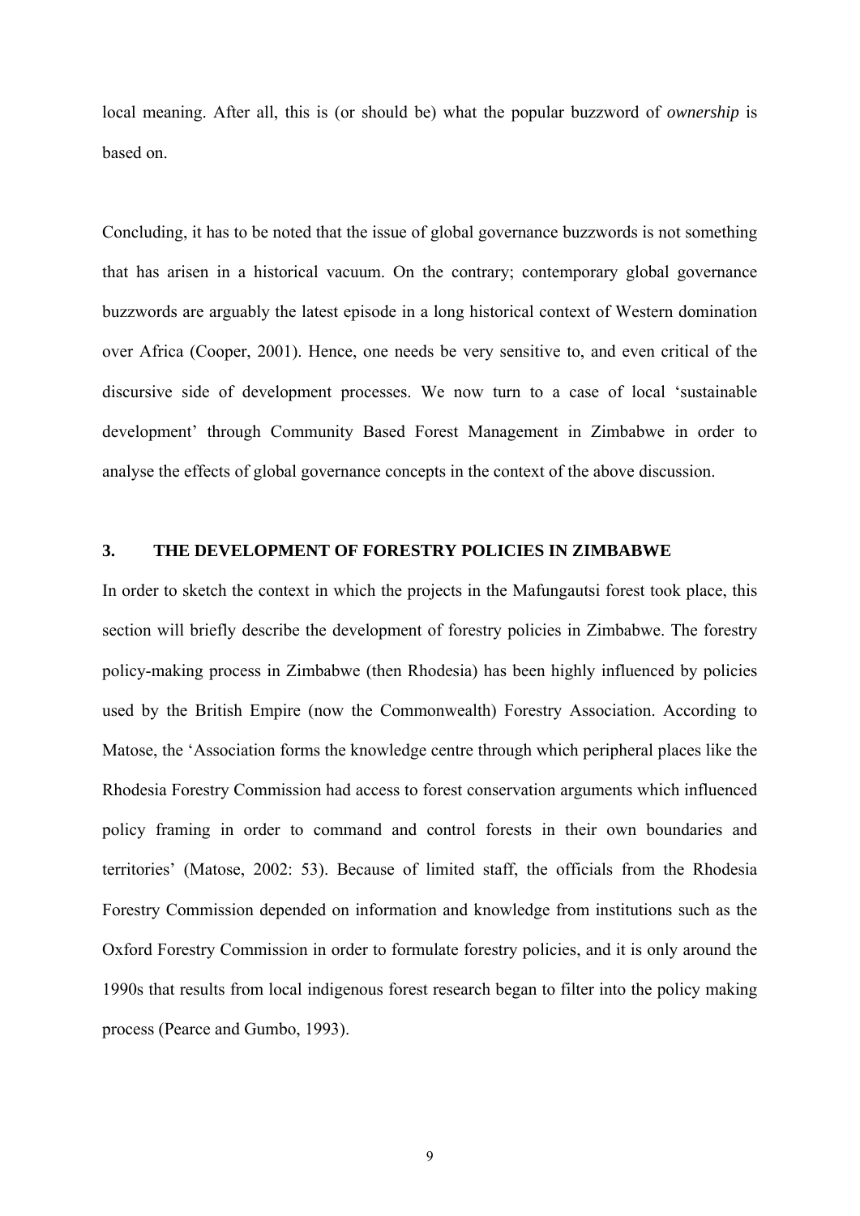local meaning. After all, this is (or should be) what the popular buzzword of *ownership* is based on.

Concluding, it has to be noted that the issue of global governance buzzwords is not something that has arisen in a historical vacuum. On the contrary; contemporary global governance buzzwords are arguably the latest episode in a long historical context of Western domination over Africa (Cooper, 2001). Hence, one needs be very sensitive to, and even critical of the discursive side of development processes. We now turn to a case of local 'sustainable development' through Community Based Forest Management in Zimbabwe in order to analyse the effects of global governance concepts in the context of the above discussion.

## 3. THE DEVELOPMENT OF FORESTRY POLICIES IN ZIMBABWE

In order to sketch the context in which the projects in the Mafungautsi forest took place, this section will briefly describe the development of forestry policies in Zimbabwe. The forestry policy-making process in Zimbabwe (then Rhodesia) has been highly influenced by policies used by the British Empire (now the Commonwealth) Forestry Association. According to Matose, the 'Association forms the knowledge centre through which peripheral places like the Rhodesia Forestry Commission had access to forest conservation arguments which influenced policy framing in order to command and control forests in their own boundaries and territories' (Matose, 2002: 53). Because of limited staff, the officials from the Rhodesia Forestry Commission depended on information and knowledge from institutions such as the Oxford Forestry Commission in order to formulate forestry policies, and it is only around the 1990s that results from local indigenous forest research began to filter into the policy making process (Pearce and Gumbo, 1993).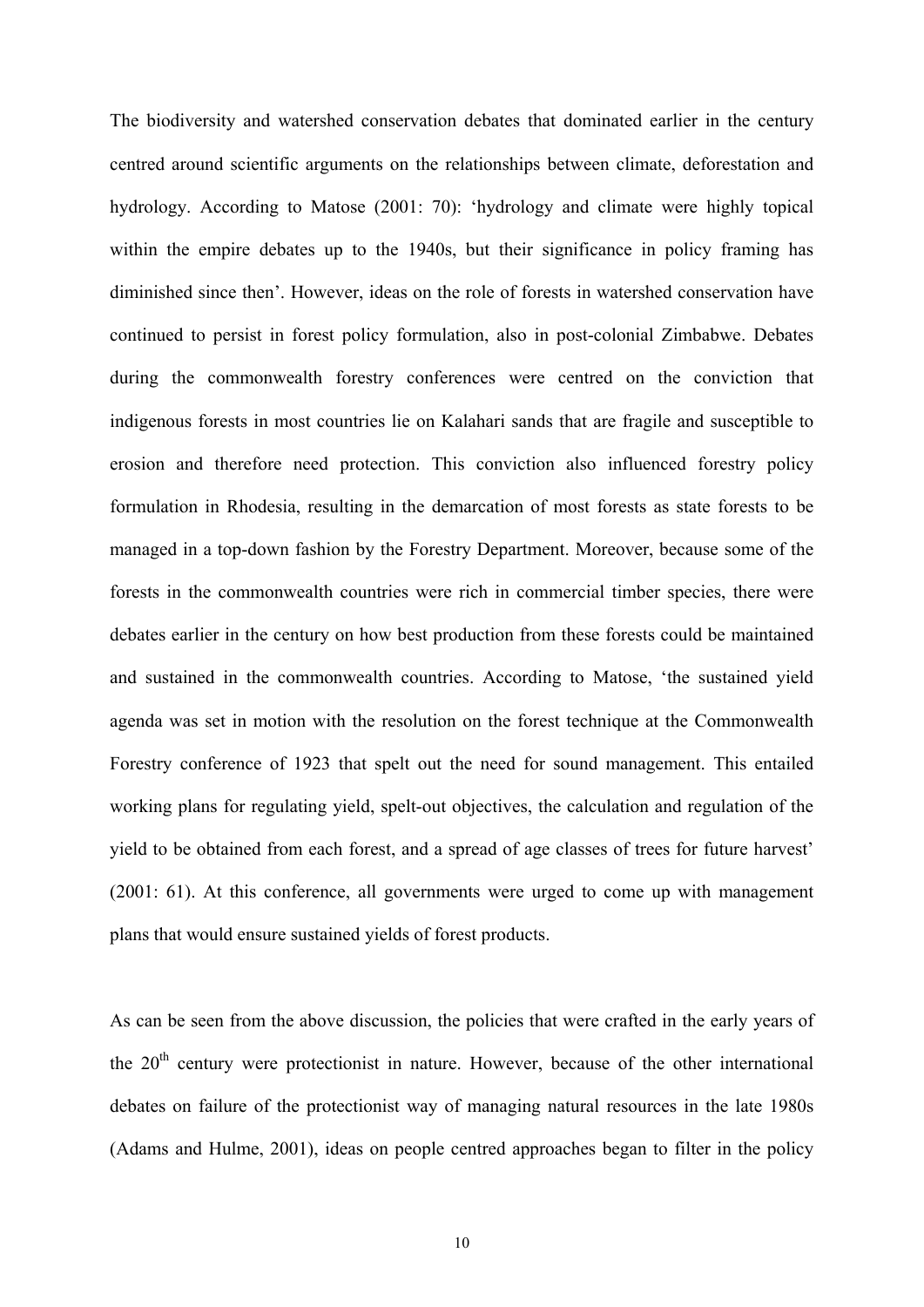The biodiversity and watershed conservation debates that dominated earlier in the century centred around scientific arguments on the relationships between climate, deforestation and hydrology. According to Matose (2001: 70): 'hydrology and climate were highly topical within the empire debates up to the 1940s, but their significance in policy framing has diminished since then'. However, ideas on the role of forests in watershed conservation have continued to persist in forest policy formulation, also in post-colonial Zimbabwe. Debates during the commonwealth forestry conferences were centred on the conviction that indigenous forests in most countries lie on Kalahari sands that are fragile and susceptible to erosion and therefore need protection. This conviction also influenced forestry policy formulation in Rhodesia, resulting in the demarcation of most forests as state forests to be managed in a top-down fashion by the Forestry Department. Moreover, because some of the forests in the commonwealth countries were rich in commercial timber species, there were debates earlier in the century on how best production from these forests could be maintained and sustained in the commonwealth countries. According to Matose, 'the sustained yield agenda was set in motion with the resolution on the forest technique at the Commonwealth Forestry conference of 1923 that spelt out the need for sound management. This entailed working plans for regulating yield, spelt-out objectives, the calculation and regulation of the yield to be obtained from each forest, and a spread of age classes of trees for future harvest' (2001: 61). At this conference, all governments were urged to come up with management plans that would ensure sustained yields of forest products.

As can be seen from the above discussion, the policies that were crafted in the early years of the 20th century were protectionist in nature. However, because of the other international debates on failure of the protectionist way of managing natural resources in the late 1980s (Adams and Hulme, 2001), ideas on people centred approaches began to filter in the policy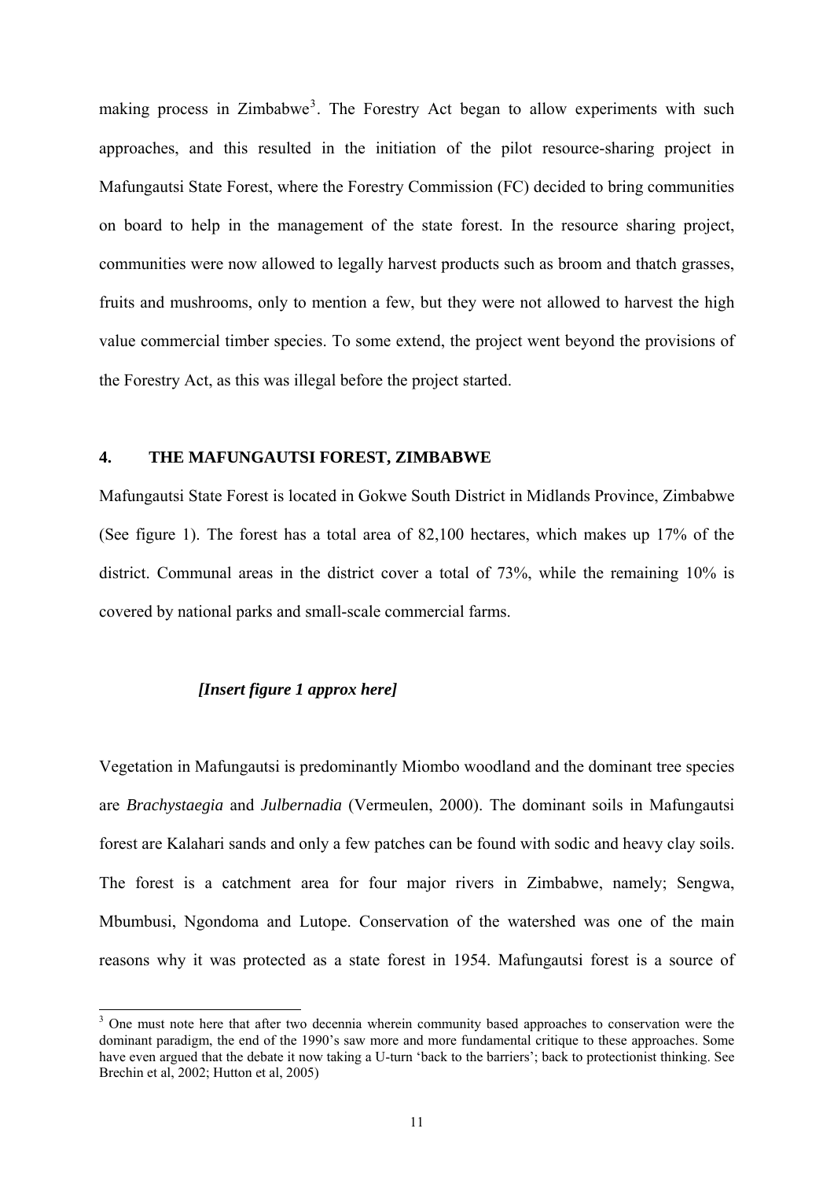making process in Zimbabwe[3]. The Forestry Act began to allow experiments with such approaches, and this resulted in the initiation of the pilot resource-sharing project in Mafungautsi State Forest, where the Forestry Commission (FC) decided to bring communities on board to help in the management of the state forest. In the resource sharing project, communities were now allowed to legally harvest products such as broom and thatch grasses, fruits and mushrooms, only to mention a few, but they were not allowed to harvest the high value commercial timber species. To some extend, the project went beyond the provisions of the Forestry Act, as this was illegal before the project started.

## 4. THE MAFUNGAUTSI FOREST, ZIMBABWE

Mafungautsi State Forest is located in Gokwe South District in Midlands Province, Zimbabwe (See figure 1). The forest has a total area of 82,100 hectares, which makes up 17% of the district. Communal areas in the district cover a total of 73%, while the remaining 10% is covered by national parks and small-scale commercial farms.

***[Insert figure 1 approx here]***

Vegetation in Mafungautsi is predominantly Miombo woodland and the dominant tree species are *Brachystaegia* and *Julbernadia* (Vermeulen, 2000). The dominant soils in Mafungautsi forest are Kalahari sands and only a few patches can be found with sodic and heavy clay soils. The forest is a catchment area for four major rivers in Zimbabwe, namely; Sengwa, Mbumbusi, Ngondoma and Lutope. Conservation of the watershed was one of the main reasons why it was protected as a state forest in 1954. Mafungautsi forest is a source of

[3] One must note here that after two decennia wherein community based approaches to conservation were the dominant paradigm, the end of the 1990's saw more and more fundamental critique to these approaches. Some have even argued that the debate it now taking a U-turn 'back to the barriers'; back to protectionist thinking. See Brechin et al, 2002; Hutton et al, 2005)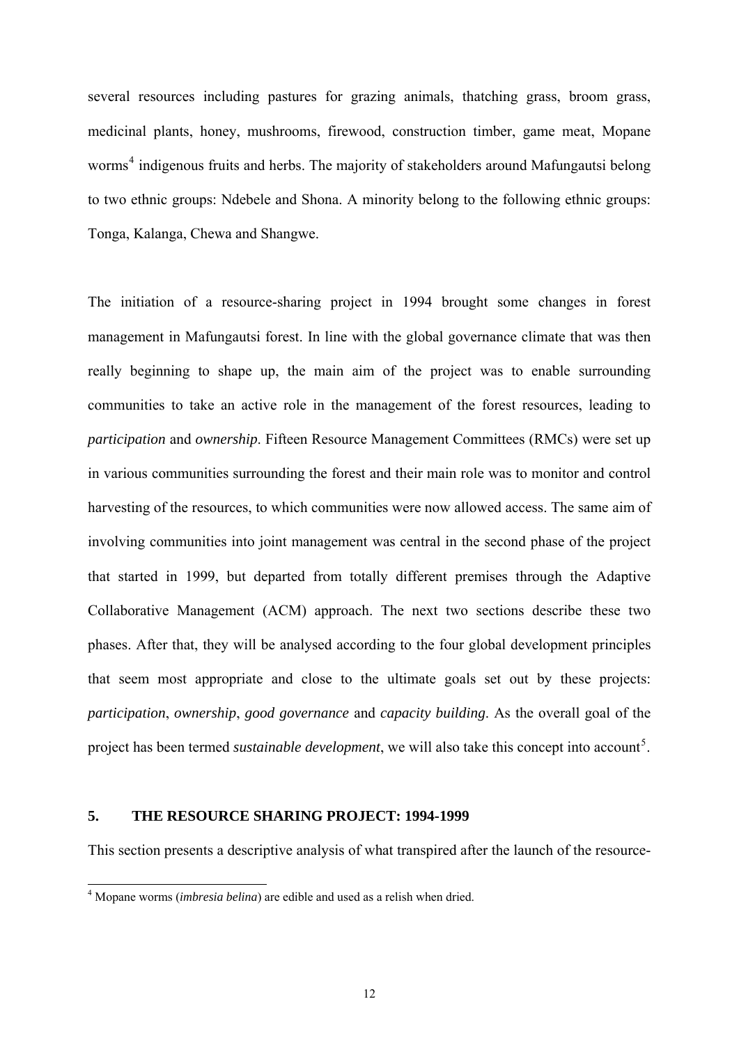several resources including pastures for grazing animals, thatching grass, broom grass, medicinal plants, honey, mushrooms, firewood, construction timber, game meat, Mopane worms[4] indigenous fruits and herbs. The majority of stakeholders around Mafungautsi belong to two ethnic groups: Ndebele and Shona. A minority belong to the following ethnic groups: Tonga, Kalanga, Chewa and Shangwe.

The initiation of a resource-sharing project in 1994 brought some changes in forest management in Mafungautsi forest. In line with the global governance climate that was then really beginning to shape up, the main aim of the project was to enable surrounding communities to take an active role in the management of the forest resources, leading to *participation* and *ownership*. Fifteen Resource Management Committees (RMCs) were set up in various communities surrounding the forest and their main role was to monitor and control harvesting of the resources, to which communities were now allowed access. The same aim of involving communities into joint management was central in the second phase of the project that started in 1999, but departed from totally different premises through the Adaptive Collaborative Management (ACM) approach. The next two sections describe these two phases. After that, they will be analysed according to the four global development principles that seem most appropriate and close to the ultimate goals set out by these projects: *participation*, *ownership*, *good governance* and *capacity building*. As the overall goal of the project has been termed *sustainable development*, we will also take this concept into account[5].

## 5. THE RESOURCE SHARING PROJECT: 1994-1999

This section presents a descriptive analysis of what transpired after the launch of the resource-

[4] Mopane worms (*imbresia belina*) are edible and used as a relish when dried.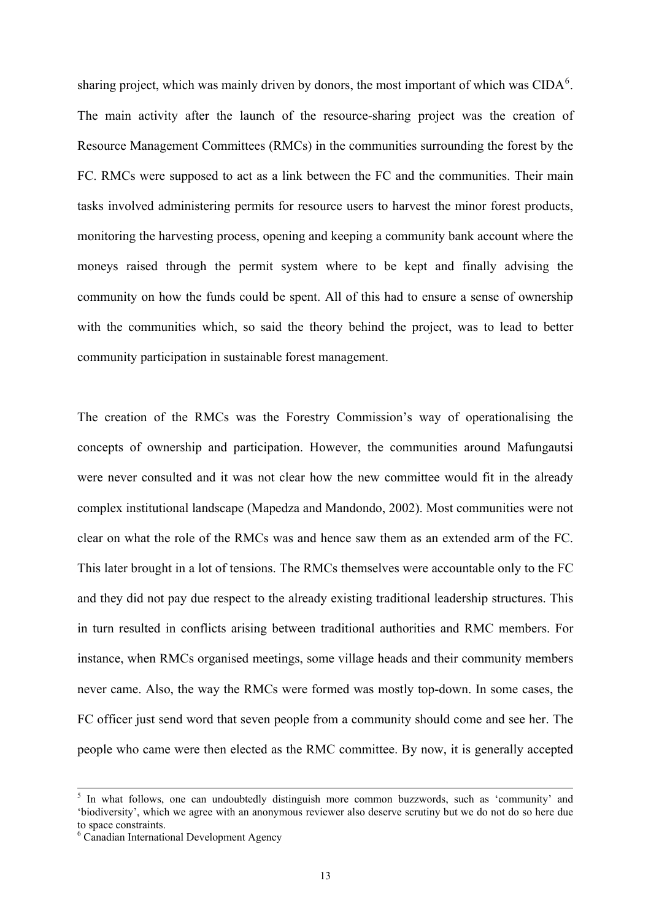sharing project, which was mainly driven by donors, the most important of which was CIDA[6]. The main activity after the launch of the resource-sharing project was the creation of Resource Management Committees (RMCs) in the communities surrounding the forest by the FC. RMCs were supposed to act as a link between the FC and the communities. Their main tasks involved administering permits for resource users to harvest the minor forest products, monitoring the harvesting process, opening and keeping a community bank account where the moneys raised through the permit system where to be kept and finally advising the community on how the funds could be spent. All of this had to ensure a sense of ownership with the communities which, so said the theory behind the project, was to lead to better community participation in sustainable forest management.

The creation of the RMCs was the Forestry Commission's way of operationalising the concepts of ownership and participation. However, the communities around Mafungautsi were never consulted and it was not clear how the new committee would fit in the already complex institutional landscape (Mapedza and Mandondo, 2002). Most communities were not clear on what the role of the RMCs was and hence saw them as an extended arm of the FC. This later brought in a lot of tensions. The RMCs themselves were accountable only to the FC and they did not pay due respect to the already existing traditional leadership structures. This in turn resulted in conflicts arising between traditional authorities and RMC members. For instance, when RMCs organised meetings, some village heads and their community members never came. Also, the way the RMCs were formed was mostly top-down. In some cases, the FC officer just send word that seven people from a community should come and see her. The people who came were then elected as the RMC committee. By now, it is generally accepted

---

[5] In what follows, one can undoubtedly distinguish more common buzzwords, such as 'community' and 'biodiversity', which we agree with an anonymous reviewer also deserve scrutiny but we do not do so here due to space constraints.

[6] Canadian International Development Agency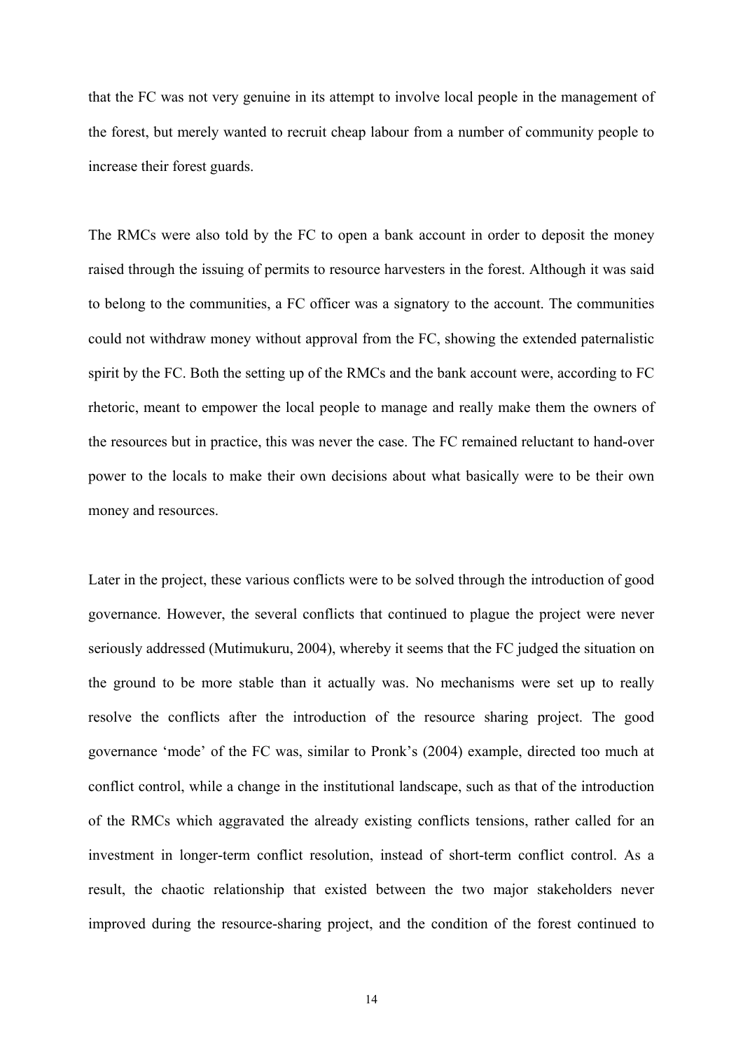that the FC was not very genuine in its attempt to involve local people in the management of the forest, but merely wanted to recruit cheap labour from a number of community people to increase their forest guards.

The RMCs were also told by the FC to open a bank account in order to deposit the money raised through the issuing of permits to resource harvesters in the forest. Although it was said to belong to the communities, a FC officer was a signatory to the account. The communities could not withdraw money without approval from the FC, showing the extended paternalistic spirit by the FC. Both the setting up of the RMCs and the bank account were, according to FC rhetoric, meant to empower the local people to manage and really make them the owners of the resources but in practice, this was never the case. The FC remained reluctant to hand-over power to the locals to make their own decisions about what basically were to be their own money and resources.

Later in the project, these various conflicts were to be solved through the introduction of good governance. However, the several conflicts that continued to plague the project were never seriously addressed (Mutimukuru, 2004), whereby it seems that the FC judged the situation on the ground to be more stable than it actually was. No mechanisms were set up to really resolve the conflicts after the introduction of the resource sharing project. The good governance 'mode' of the FC was, similar to Pronk's (2004) example, directed too much at conflict control, while a change in the institutional landscape, such as that of the introduction of the RMCs which aggravated the already existing conflicts tensions, rather called for an investment in longer-term conflict resolution, instead of short-term conflict control. As a result, the chaotic relationship that existed between the two major stakeholders never improved during the resource-sharing project, and the condition of the forest continued to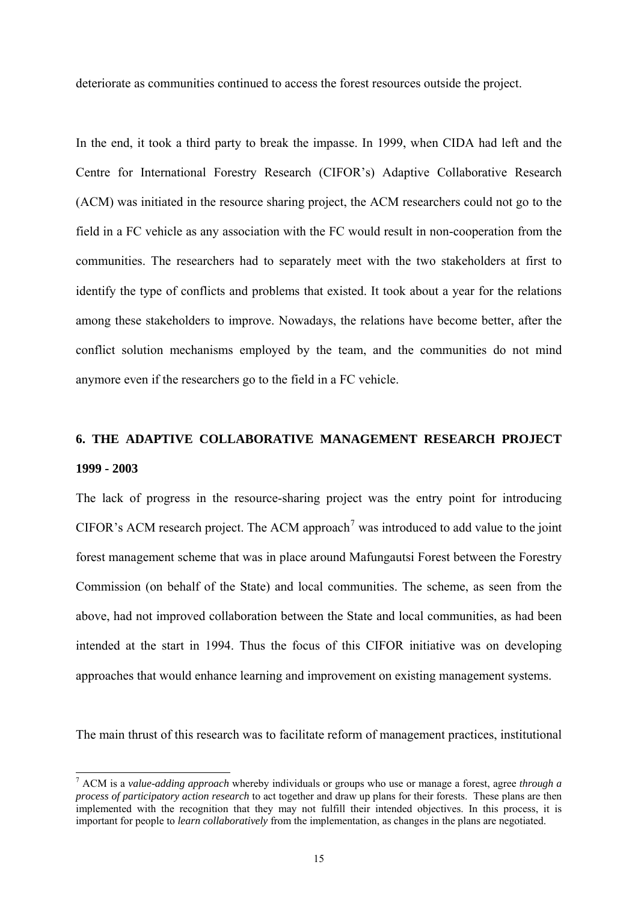deteriorate as communities continued to access the forest resources outside the project.

In the end, it took a third party to break the impasse. In 1999, when CIDA had left and the Centre for International Forestry Research (CIFOR's) Adaptive Collaborative Research (ACM) was initiated in the resource sharing project, the ACM researchers could not go to the field in a FC vehicle as any association with the FC would result in non-cooperation from the communities. The researchers had to separately meet with the two stakeholders at first to identify the type of conflicts and problems that existed. It took about a year for the relations among these stakeholders to improve. Nowadays, the relations have become better, after the conflict solution mechanisms employed by the team, and the communities do not mind anymore even if the researchers go to the field in a FC vehicle.

## 6. THE ADAPTIVE COLLABORATIVE MANAGEMENT RESEARCH PROJECT 1999 - 2003

The lack of progress in the resource-sharing project was the entry point for introducing CIFOR's ACM research project. The ACM approach[7] was introduced to add value to the joint forest management scheme that was in place around Mafungautsi Forest between the Forestry Commission (on behalf of the State) and local communities. The scheme, as seen from the above, had not improved collaboration between the State and local communities, as had been intended at the start in 1994. Thus the focus of this CIFOR initiative was on developing approaches that would enhance learning and improvement on existing management systems.

The main thrust of this research was to facilitate reform of management practices, institutional

---

[7] ACM is a *value-adding approach* whereby individuals or groups who use or manage a forest, agree *through a process of participatory action research* to act together and draw up plans for their forests. These plans are then implemented with the recognition that they may not fulfill their intended objectives. In this process, it is important for people to *learn collaboratively* from the implementation, as changes in the plans are negotiated.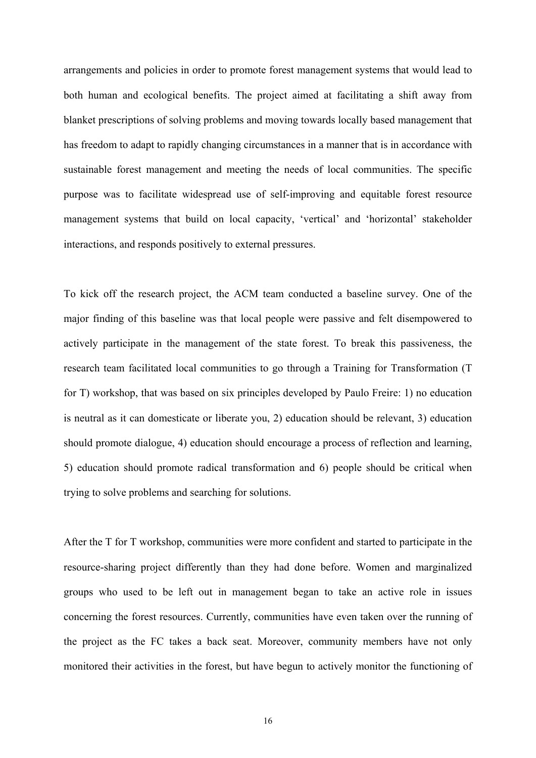arrangements and policies in order to promote forest management systems that would lead to both human and ecological benefits. The project aimed at facilitating a shift away from blanket prescriptions of solving problems and moving towards locally based management that has freedom to adapt to rapidly changing circumstances in a manner that is in accordance with sustainable forest management and meeting the needs of local communities. The specific purpose was to facilitate widespread use of self-improving and equitable forest resource management systems that build on local capacity, 'vertical' and 'horizontal' stakeholder interactions, and responds positively to external pressures.

To kick off the research project, the ACM team conducted a baseline survey. One of the major finding of this baseline was that local people were passive and felt disempowered to actively participate in the management of the state forest. To break this passiveness, the research team facilitated local communities to go through a Training for Transformation (T for T) workshop, that was based on six principles developed by Paulo Freire: 1) no education is neutral as it can domesticate or liberate you, 2) education should be relevant, 3) education should promote dialogue, 4) education should encourage a process of reflection and learning, 5) education should promote radical transformation and 6) people should be critical when trying to solve problems and searching for solutions.

After the T for T workshop, communities were more confident and started to participate in the resource-sharing project differently than they had done before. Women and marginalized groups who used to be left out in management began to take an active role in issues concerning the forest resources. Currently, communities have even taken over the running of the project as the FC takes a back seat. Moreover, community members have not only monitored their activities in the forest, but have begun to actively monitor the functioning of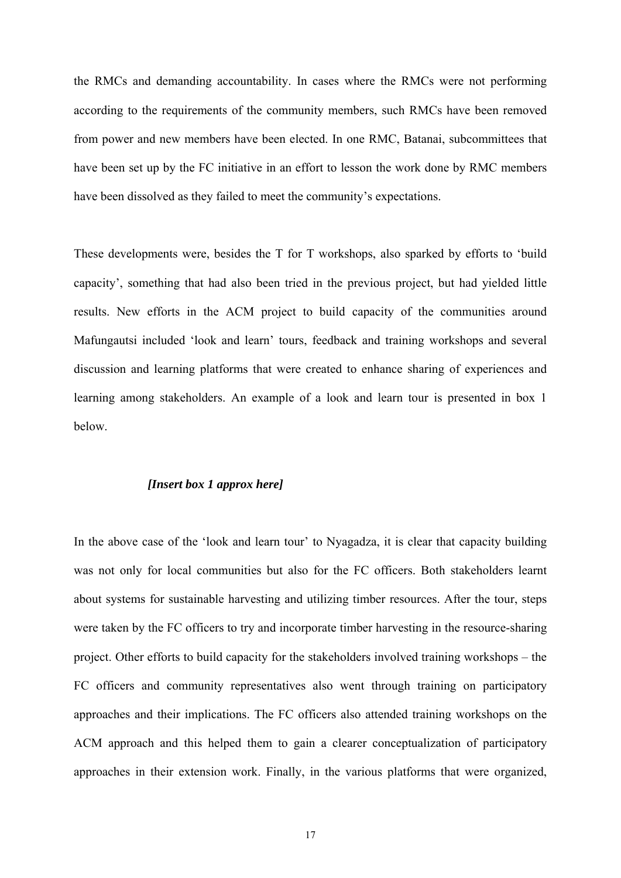the RMCs and demanding accountability. In cases where the RMCs were not performing according to the requirements of the community members, such RMCs have been removed from power and new members have been elected. In one RMC, Batanai, subcommittees that have been set up by the FC initiative in an effort to lesson the work done by RMC members have been dissolved as they failed to meet the community's expectations.

These developments were, besides the T for T workshops, also sparked by efforts to 'build capacity', something that had also been tried in the previous project, but had yielded little results. New efforts in the ACM project to build capacity of the communities around Mafungautsi included 'look and learn' tours, feedback and training workshops and several discussion and learning platforms that were created to enhance sharing of experiences and learning among stakeholders. An example of a look and learn tour is presented in box 1 below.

***[Insert box 1 approx here]***

In the above case of the 'look and learn tour' to Nyagadza, it is clear that capacity building was not only for local communities but also for the FC officers. Both stakeholders learnt about systems for sustainable harvesting and utilizing timber resources. After the tour, steps were taken by the FC officers to try and incorporate timber harvesting in the resource-sharing project. Other efforts to build capacity for the stakeholders involved training workshops – the FC officers and community representatives also went through training on participatory approaches and their implications. The FC officers also attended training workshops on the ACM approach and this helped them to gain a clearer conceptualization of participatory approaches in their extension work. Finally, in the various platforms that were organized,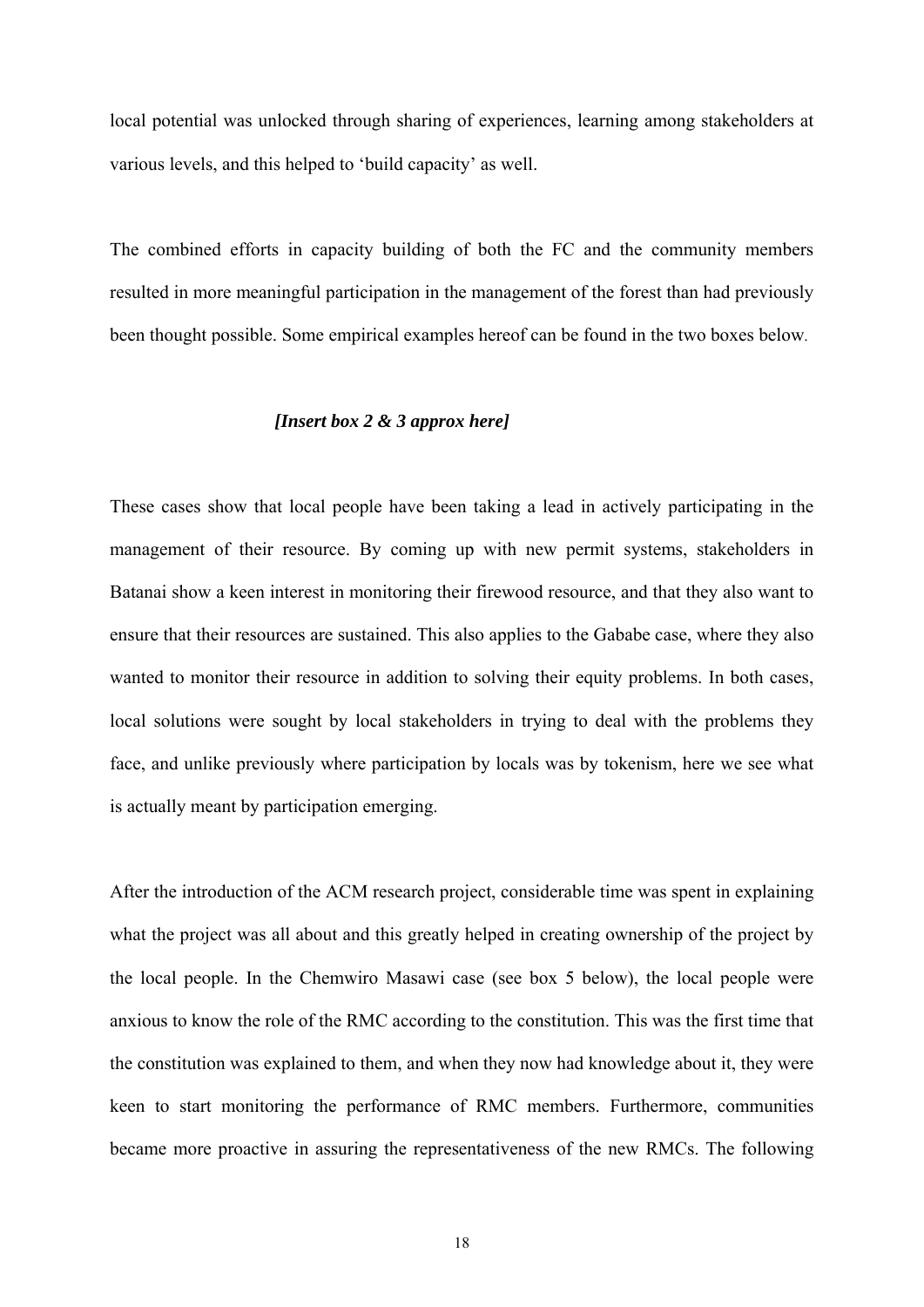local potential was unlocked through sharing of experiences, learning among stakeholders at various levels, and this helped to 'build capacity' as well.

The combined efforts in capacity building of both the FC and the community members resulted in more meaningful participation in the management of the forest than had previously been thought possible. Some empirical examples hereof can be found in the two boxes below.

***[Insert box 2 & 3 approx here]***

These cases show that local people have been taking a lead in actively participating in the management of their resource. By coming up with new permit systems, stakeholders in Batanai show a keen interest in monitoring their firewood resource, and that they also want to ensure that their resources are sustained. This also applies to the Gababe case, where they also wanted to monitor their resource in addition to solving their equity problems. In both cases, local solutions were sought by local stakeholders in trying to deal with the problems they face, and unlike previously where participation by locals was by tokenism, here we see what is actually meant by participation emerging.

After the introduction of the ACM research project, considerable time was spent in explaining what the project was all about and this greatly helped in creating ownership of the project by the local people. In the Chemwiro Masawi case (see box 5 below), the local people were anxious to know the role of the RMC according to the constitution. This was the first time that the constitution was explained to them, and when they now had knowledge about it, they were keen to start monitoring the performance of RMC members. Furthermore, communities became more proactive in assuring the representativeness of the new RMCs. The following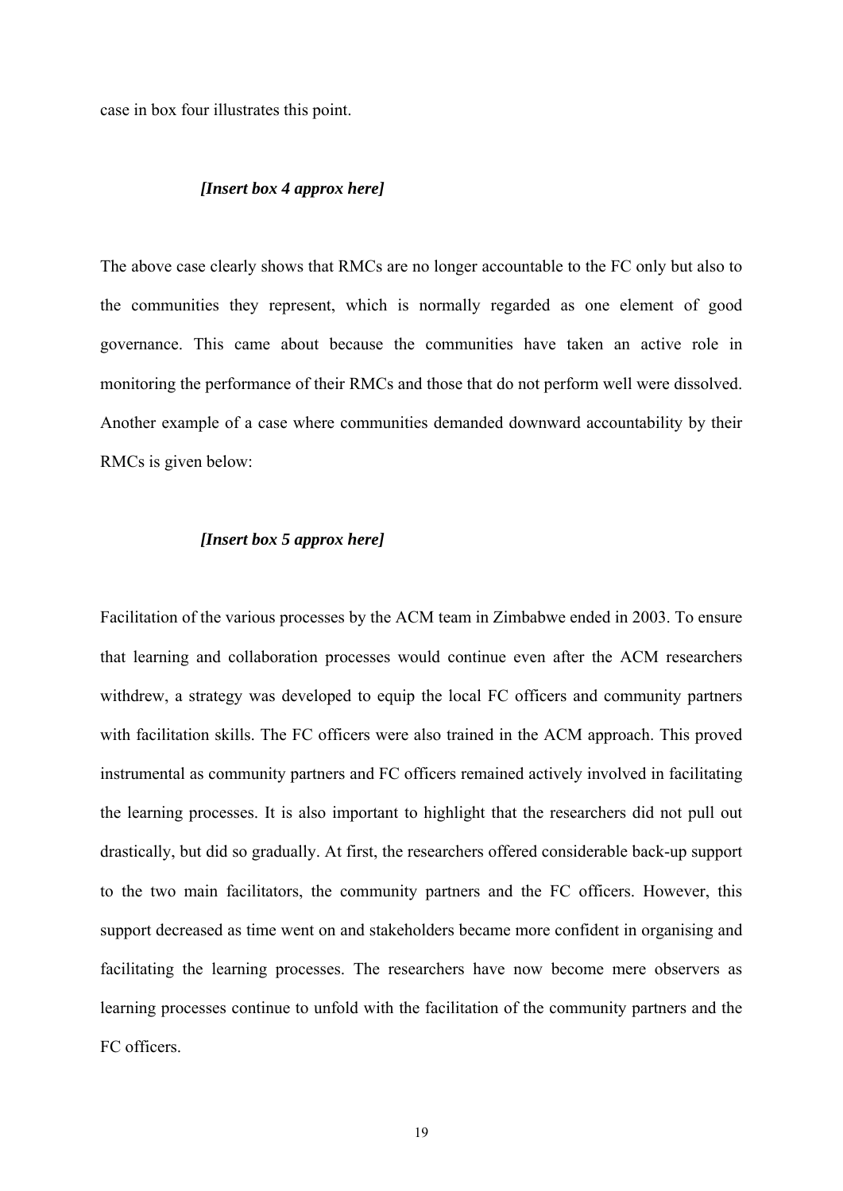case in box four illustrates this point.

***[Insert box 4 approx here]***

The above case clearly shows that RMCs are no longer accountable to the FC only but also to the communities they represent, which is normally regarded as one element of good governance. This came about because the communities have taken an active role in monitoring the performance of their RMCs and those that do not perform well were dissolved. Another example of a case where communities demanded downward accountability by their RMCs is given below:

***[Insert box 5 approx here]***

Facilitation of the various processes by the ACM team in Zimbabwe ended in 2003. To ensure that learning and collaboration processes would continue even after the ACM researchers withdrew, a strategy was developed to equip the local FC officers and community partners with facilitation skills. The FC officers were also trained in the ACM approach. This proved instrumental as community partners and FC officers remained actively involved in facilitating the learning processes. It is also important to highlight that the researchers did not pull out drastically, but did so gradually. At first, the researchers offered considerable back-up support to the two main facilitators, the community partners and the FC officers. However, this support decreased as time went on and stakeholders became more confident in organising and facilitating the learning processes. The researchers have now become mere observers as learning processes continue to unfold with the facilitation of the community partners and the FC officers.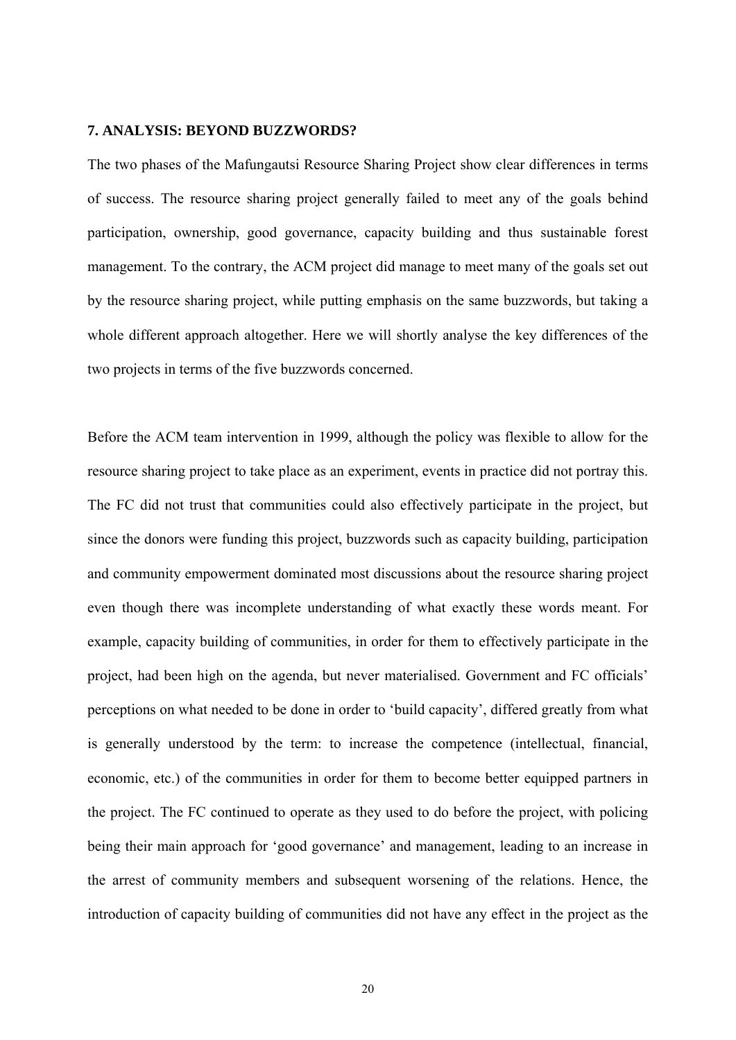## 7. ANALYSIS: BEYOND BUZZWORDS?

The two phases of the Mafungautsi Resource Sharing Project show clear differences in terms of success. The resource sharing project generally failed to meet any of the goals behind participation, ownership, good governance, capacity building and thus sustainable forest management. To the contrary, the ACM project did manage to meet many of the goals set out by the resource sharing project, while putting emphasis on the same buzzwords, but taking a whole different approach altogether. Here we will shortly analyse the key differences of the two projects in terms of the five buzzwords concerned.

Before the ACM team intervention in 1999, although the policy was flexible to allow for the resource sharing project to take place as an experiment, events in practice did not portray this. The FC did not trust that communities could also effectively participate in the project, but since the donors were funding this project, buzzwords such as capacity building, participation and community empowerment dominated most discussions about the resource sharing project even though there was incomplete understanding of what exactly these words meant. For example, capacity building of communities, in order for them to effectively participate in the project, had been high on the agenda, but never materialised. Government and FC officials' perceptions on what needed to be done in order to 'build capacity', differed greatly from what is generally understood by the term: to increase the competence (intellectual, financial, economic, etc.) of the communities in order for them to become better equipped partners in the project. The FC continued to operate as they used to do before the project, with policing being their main approach for 'good governance' and management, leading to an increase in the arrest of community members and subsequent worsening of the relations. Hence, the introduction of capacity building of communities did not have any effect in the project as the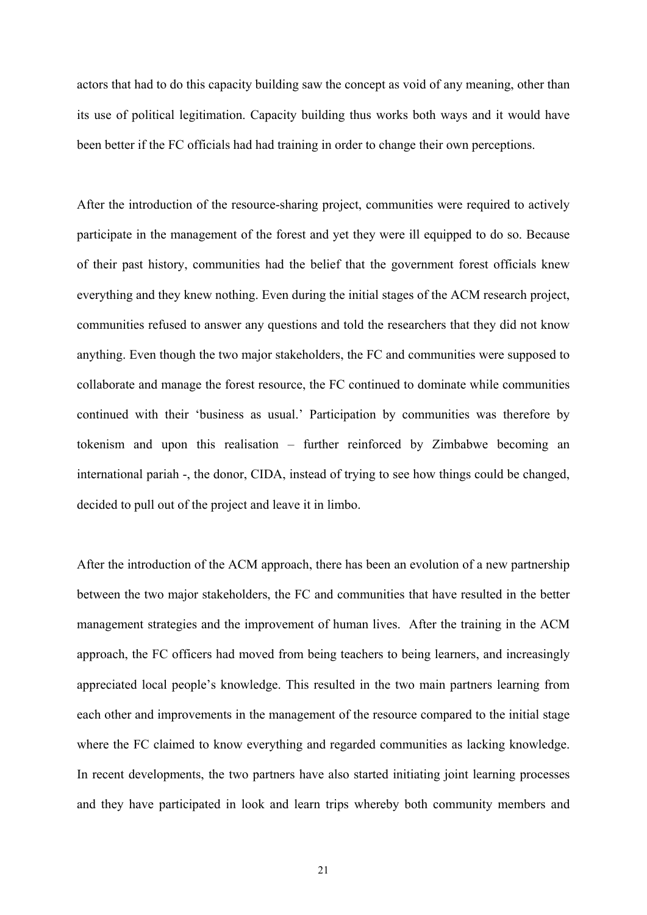actors that had to do this capacity building saw the concept as void of any meaning, other than its use of political legitimation. Capacity building thus works both ways and it would have been better if the FC officials had had training in order to change their own perceptions.

After the introduction of the resource-sharing project, communities were required to actively participate in the management of the forest and yet they were ill equipped to do so. Because of their past history, communities had the belief that the government forest officials knew everything and they knew nothing. Even during the initial stages of the ACM research project, communities refused to answer any questions and told the researchers that they did not know anything. Even though the two major stakeholders, the FC and communities were supposed to collaborate and manage the forest resource, the FC continued to dominate while communities continued with their 'business as usual.' Participation by communities was therefore by tokenism and upon this realisation – further reinforced by Zimbabwe becoming an international pariah -, the donor, CIDA, instead of trying to see how things could be changed, decided to pull out of the project and leave it in limbo.

After the introduction of the ACM approach, there has been an evolution of a new partnership between the two major stakeholders, the FC and communities that have resulted in the better management strategies and the improvement of human lives. After the training in the ACM approach, the FC officers had moved from being teachers to being learners, and increasingly appreciated local people's knowledge. This resulted in the two main partners learning from each other and improvements in the management of the resource compared to the initial stage where the FC claimed to know everything and regarded communities as lacking knowledge. In recent developments, the two partners have also started initiating joint learning processes and they have participated in look and learn trips whereby both community members and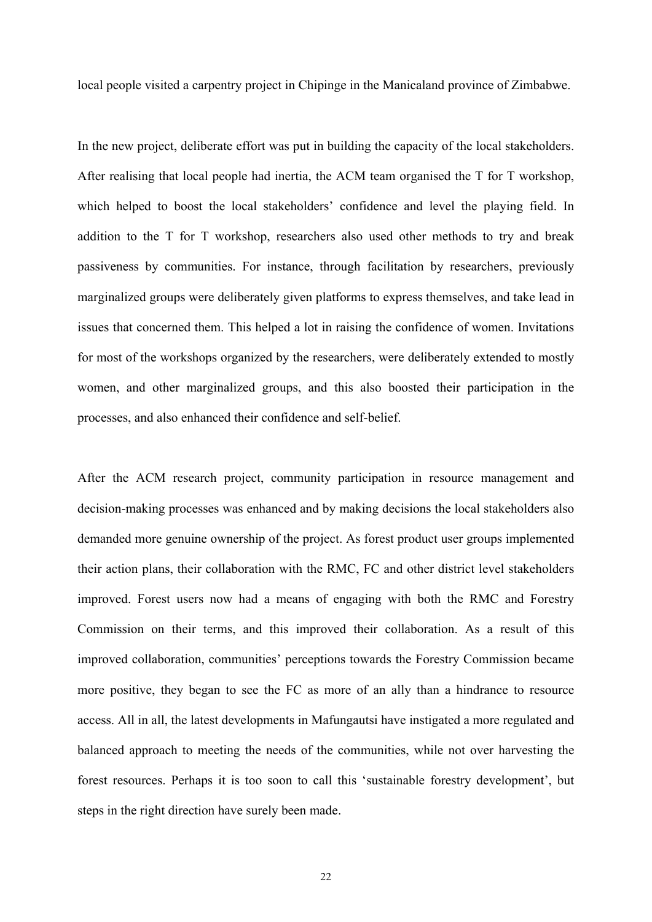local people visited a carpentry project in Chipinge in the Manicaland province of Zimbabwe.

In the new project, deliberate effort was put in building the capacity of the local stakeholders. After realising that local people had inertia, the ACM team organised the T for T workshop, which helped to boost the local stakeholders' confidence and level the playing field. In addition to the T for T workshop, researchers also used other methods to try and break passiveness by communities. For instance, through facilitation by researchers, previously marginalized groups were deliberately given platforms to express themselves, and take lead in issues that concerned them. This helped a lot in raising the confidence of women. Invitations for most of the workshops organized by the researchers, were deliberately extended to mostly women, and other marginalized groups, and this also boosted their participation in the processes, and also enhanced their confidence and self-belief.

After the ACM research project, community participation in resource management and decision-making processes was enhanced and by making decisions the local stakeholders also demanded more genuine ownership of the project. As forest product user groups implemented their action plans, their collaboration with the RMC, FC and other district level stakeholders improved. Forest users now had a means of engaging with both the RMC and Forestry Commission on their terms, and this improved their collaboration. As a result of this improved collaboration, communities' perceptions towards the Forestry Commission became more positive, they began to see the FC as more of an ally than a hindrance to resource access. All in all, the latest developments in Mafungautsi have instigated a more regulated and balanced approach to meeting the needs of the communities, while not over harvesting the forest resources. Perhaps it is too soon to call this 'sustainable forestry development', but steps in the right direction have surely been made.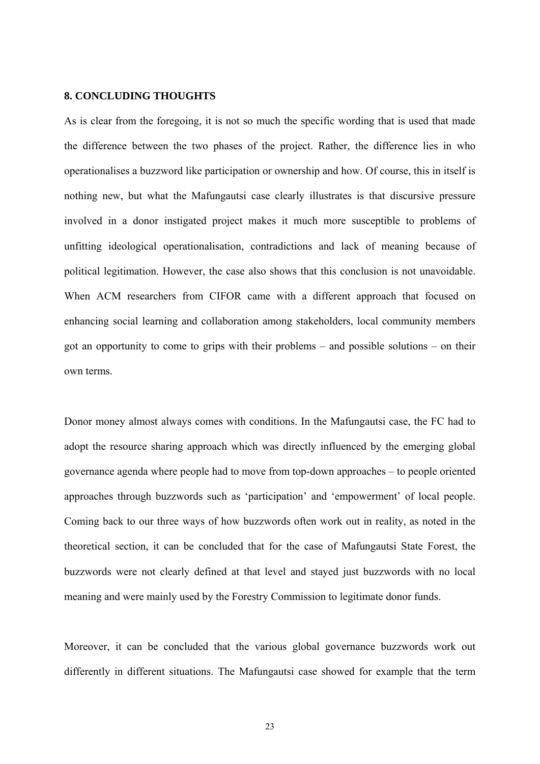## 8. CONCLUDING THOUGHTS

As is clear from the foregoing, it is not so much the specific wording that is used that made the difference between the two phases of the project. Rather, the difference lies in who operationalises a buzzword like participation or ownership and how. Of course, this in itself is nothing new, but what the Mafungautsi case clearly illustrates is that discursive pressure involved in a donor instigated project makes it much more susceptible to problems of unfitting ideological operationalisation, contradictions and lack of meaning because of political legitimation. However, the case also shows that this conclusion is not unavoidable. When ACM researchers from CIFOR came with a different approach that focused on enhancing social learning and collaboration among stakeholders, local community members got an opportunity to come to grips with their problems – and possible solutions – on their own terms.

Donor money almost always comes with conditions. In the Mafungautsi case, the FC had to adopt the resource sharing approach which was directly influenced by the emerging global governance agenda where people had to move from top-down approaches – to people oriented approaches through buzzwords such as 'participation' and 'empowerment' of local people. Coming back to our three ways of how buzzwords often work out in reality, as noted in the theoretical section, it can be concluded that for the case of Mafungautsi State Forest, the buzzwords were not clearly defined at that level and stayed just buzzwords with no local meaning and were mainly used by the Forestry Commission to legitimate donor funds.

Moreover, it can be concluded that the various global governance buzzwords work out differently in different situations. The Mafungautsi case showed for example that the term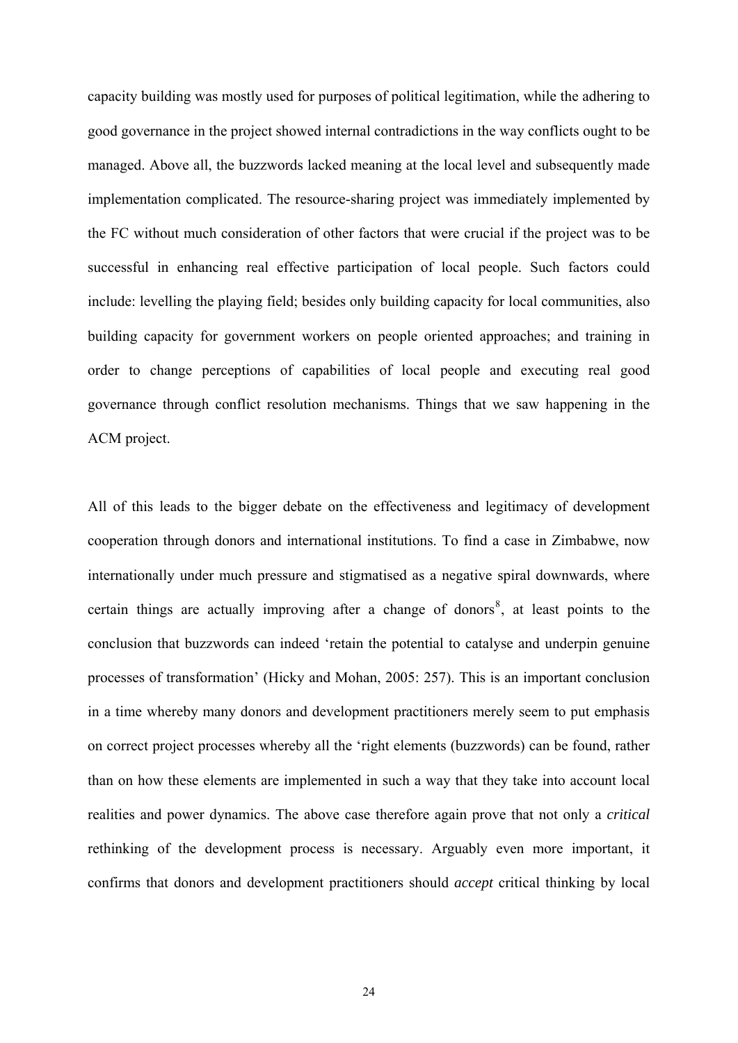capacity building was mostly used for purposes of political legitimation, while the adhering to good governance in the project showed internal contradictions in the way conflicts ought to be managed. Above all, the buzzwords lacked meaning at the local level and subsequently made implementation complicated. The resource-sharing project was immediately implemented by the FC without much consideration of other factors that were crucial if the project was to be successful in enhancing real effective participation of local people. Such factors could include: levelling the playing field; besides only building capacity for local communities, also building capacity for government workers on people oriented approaches; and training in order to change perceptions of capabilities of local people and executing real good governance through conflict resolution mechanisms. Things that we saw happening in the ACM project.

All of this leads to the bigger debate on the effectiveness and legitimacy of development cooperation through donors and international institutions. To find a case in Zimbabwe, now internationally under much pressure and stigmatised as a negative spiral downwards, where certain things are actually improving after a change of donors[8], at least points to the conclusion that buzzwords can indeed 'retain the potential to catalyse and underpin genuine processes of transformation' (Hicky and Mohan, 2005: 257). This is an important conclusion in a time whereby many donors and development practitioners merely seem to put emphasis on correct project processes whereby all the 'right elements (buzzwords) can be found, rather than on how these elements are implemented in such a way that they take into account local realities and power dynamics. The above case therefore again prove that not only a *critical* rethinking of the development process is necessary. Arguably even more important, it confirms that donors and development practitioners should *accept* critical thinking by local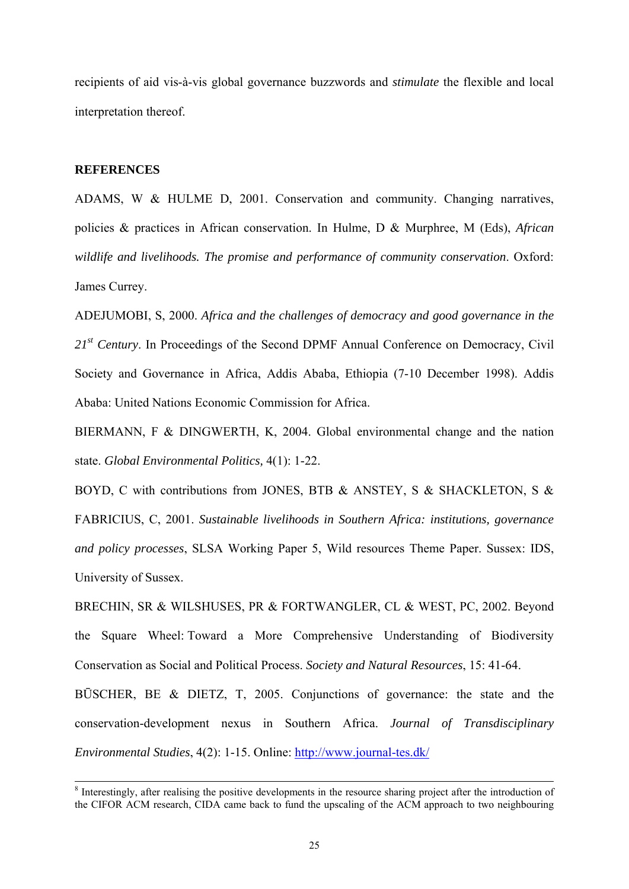recipients of aid vis-à-vis global governance buzzwords and *stimulate* the flexible and local interpretation thereof.

**REFERENCES**

ADAMS, W & HULME D, 2001. Conservation and community. Changing narratives, policies & practices in African conservation. In Hulme, D & Murphree, M (Eds), *African wildlife and livelihoods. The promise and performance of community conservation*. Oxford: James Currey.

ADEJUMOBI, S, 2000. *Africa and the challenges of democracy and good governance in the 21st Century*. In Proceedings of the Second DPMF Annual Conference on Democracy, Civil Society and Governance in Africa, Addis Ababa, Ethiopia (7-10 December 1998). Addis Ababa: United Nations Economic Commission for Africa.

BIERMANN, F & DINGWERTH, K, 2004. Global environmental change and the nation state. *Global Environmental Politics,* 4(1): 1-22.

BOYD, C with contributions from JONES, BTB & ANSTEY, S & SHACKLETON, S & FABRICIUS, C, 2001. *Sustainable livelihoods in Southern Africa: institutions, governance and policy processes*, SLSA Working Paper 5, Wild resources Theme Paper. Sussex: IDS, University of Sussex.

BRECHIN, SR & WILSHUSES, PR & FORTWANGLER, CL & WEST, PC, 2002. Beyond the Square Wheel: Toward a More Comprehensive Understanding of Biodiversity Conservation as Social and Political Process. *Society and Natural Resources*, 15: 41-64.

BŪSCHER, BE & DIETZ, T, 2005. Conjunctions of governance: the state and the conservation-development nexus in Southern Africa. *Journal of Transdisciplinary Environmental Studies*, 4(2): 1-15. Online: http://www.journal-tes.dk/

[8] Interestingly, after realising the positive developments in the resource sharing project after the introduction of the CIFOR ACM research, CIDA came back to fund the upscaling of the ACM approach to two neighbouring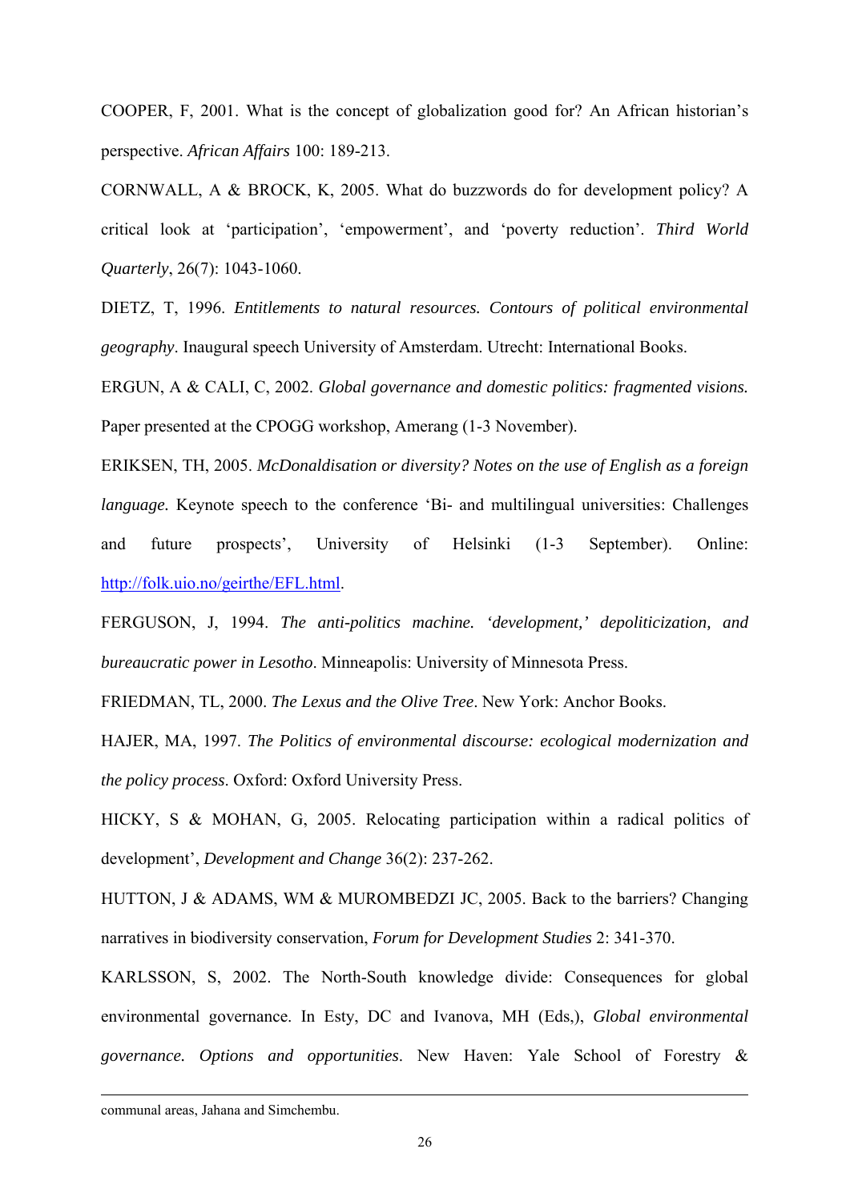COOPER, F, 2001. What is the concept of globalization good for? An African historian's perspective. *African Affairs* 100: 189-213.

CORNWALL, A & BROCK, K, 2005. What do buzzwords do for development policy? A critical look at 'participation', 'empowerment', and 'poverty reduction'. *Third World Quarterly*, 26(7): 1043-1060.

DIETZ, T, 1996. *Entitlements to natural resources. Contours of political environmental geography*. Inaugural speech University of Amsterdam. Utrecht: International Books.

ERGUN, A & CALI, C, 2002. *Global governance and domestic politics: fragmented visions.* Paper presented at the CPOGG workshop, Amerang (1-3 November).

ERIKSEN, TH, 2005. *McDonaldisation or diversity? Notes on the use of English as a foreign language.* Keynote speech to the conference 'Bi- and multilingual universities: Challenges and future prospects', University of Helsinki (1-3 September). Online: http://folk.uio.no/geirthe/EFL.html.

FERGUSON, J, 1994. *The anti-politics machine. 'development,' depoliticization, and bureaucratic power in Lesotho*. Minneapolis: University of Minnesota Press.

FRIEDMAN, TL, 2000. *The Lexus and the Olive Tree*. New York: Anchor Books.

HAJER, MA, 1997. *The Politics of environmental discourse: ecological modernization and the policy process*. Oxford: Oxford University Press.

HICKY, S & MOHAN, G, 2005. Relocating participation within a radical politics of development', *Development and Change* 36(2): 237-262.

HUTTON, J & ADAMS, WM & MUROMBEDZI JC, 2005. Back to the barriers? Changing narratives in biodiversity conservation, *Forum for Development Studies* 2: 341-370.

KARLSSON, S, 2002. The North-South knowledge divide: Consequences for global environmental governance. In Esty, DC and Ivanova, MH (Eds,), *Global environmental governance. Options and opportunities*. New Haven: Yale School of Forestry &

---

communal areas, Jahana and Simchembu.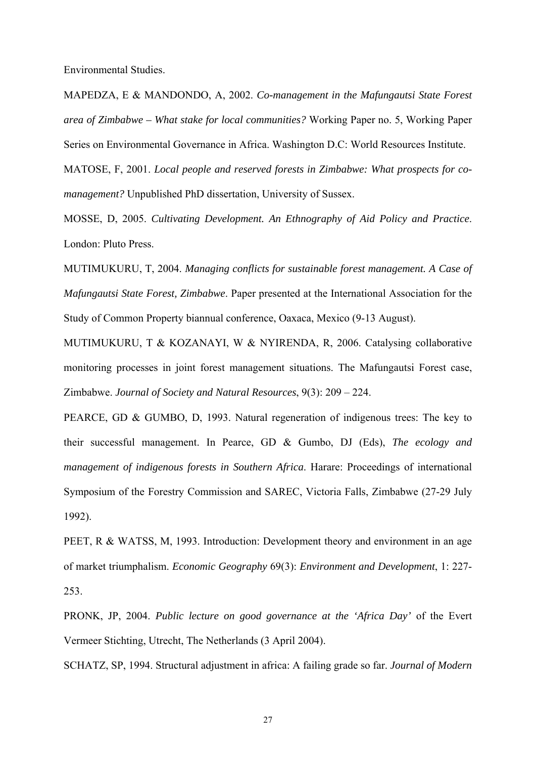Environmental Studies.

MAPEDZA, E & MANDONDO, A, 2002. *Co-management in the Mafungautsi State Forest area of Zimbabwe – What stake for local communities?* Working Paper no. 5, Working Paper Series on Environmental Governance in Africa. Washington D.C: World Resources Institute.

MATOSE, F, 2001. *Local people and reserved forests in Zimbabwe: What prospects for co-management?* Unpublished PhD dissertation, University of Sussex.

MOSSE, D, 2005. *Cultivating Development. An Ethnography of Aid Policy and Practice*. London: Pluto Press.

MUTIMUKURU, T, 2004. *Managing conflicts for sustainable forest management. A Case of Mafungautsi State Forest, Zimbabwe*. Paper presented at the International Association for the Study of Common Property biannual conference, Oaxaca, Mexico (9-13 August).

MUTIMUKURU, T & KOZANAYI, W & NYIRENDA, R, 2006. Catalysing collaborative monitoring processes in joint forest management situations. The Mafungautsi Forest case, Zimbabwe. *Journal of Society and Natural Resources*, 9(3): 209 – 224.

PEARCE, GD & GUMBO, D, 1993. Natural regeneration of indigenous trees: The key to their successful management. In Pearce, GD & Gumbo, DJ (Eds), *The ecology and management of indigenous forests in Southern Africa*. Harare: Proceedings of international Symposium of the Forestry Commission and SAREC, Victoria Falls, Zimbabwe (27-29 July 1992).

PEET, R & WATSS, M, 1993. Introduction: Development theory and environment in an age of market triumphalism. *Economic Geography* 69(3): *Environment and Development*, 1: 227-253.

PRONK, JP, 2004. *Public lecture on good governance at the 'Africa Day'* of the Evert Vermeer Stichting, Utrecht, The Netherlands (3 April 2004).

SCHATZ, SP, 1994. Structural adjustment in africa: A failing grade so far. *Journal of Modern*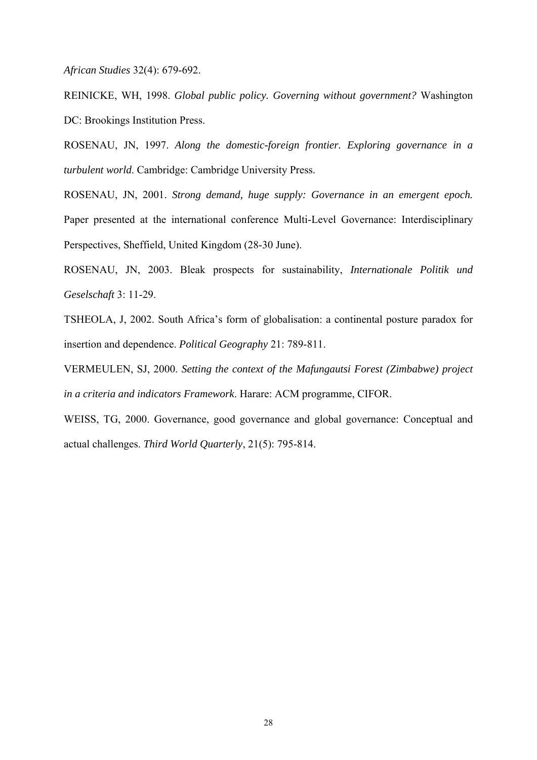*African Studies* 32(4): 679-692.

REINICKE, WH, 1998. *Global public policy. Governing without government?* Washington DC: Brookings Institution Press.

ROSENAU, JN, 1997. *Along the domestic-foreign frontier. Exploring governance in a turbulent world*. Cambridge: Cambridge University Press.

ROSENAU, JN, 2001. *Strong demand, huge supply: Governance in an emergent epoch.* Paper presented at the international conference Multi-Level Governance: Interdisciplinary Perspectives, Sheffield, United Kingdom (28-30 June).

ROSENAU, JN, 2003. Bleak prospects for sustainability, *Internationale Politik und Geselschaft* 3: 11-29.

TSHEOLA, J, 2002. South Africa's form of globalisation: a continental posture paradox for insertion and dependence. *Political Geography* 21: 789-811.

VERMEULEN, SJ, 2000. *Setting the context of the Mafungautsi Forest (Zimbabwe) project in a criteria and indicators Framework*. Harare: ACM programme, CIFOR.

WEISS, TG, 2000. Governance, good governance and global governance: Conceptual and actual challenges. *Third World Quarterly*, 21(5): 795-814.